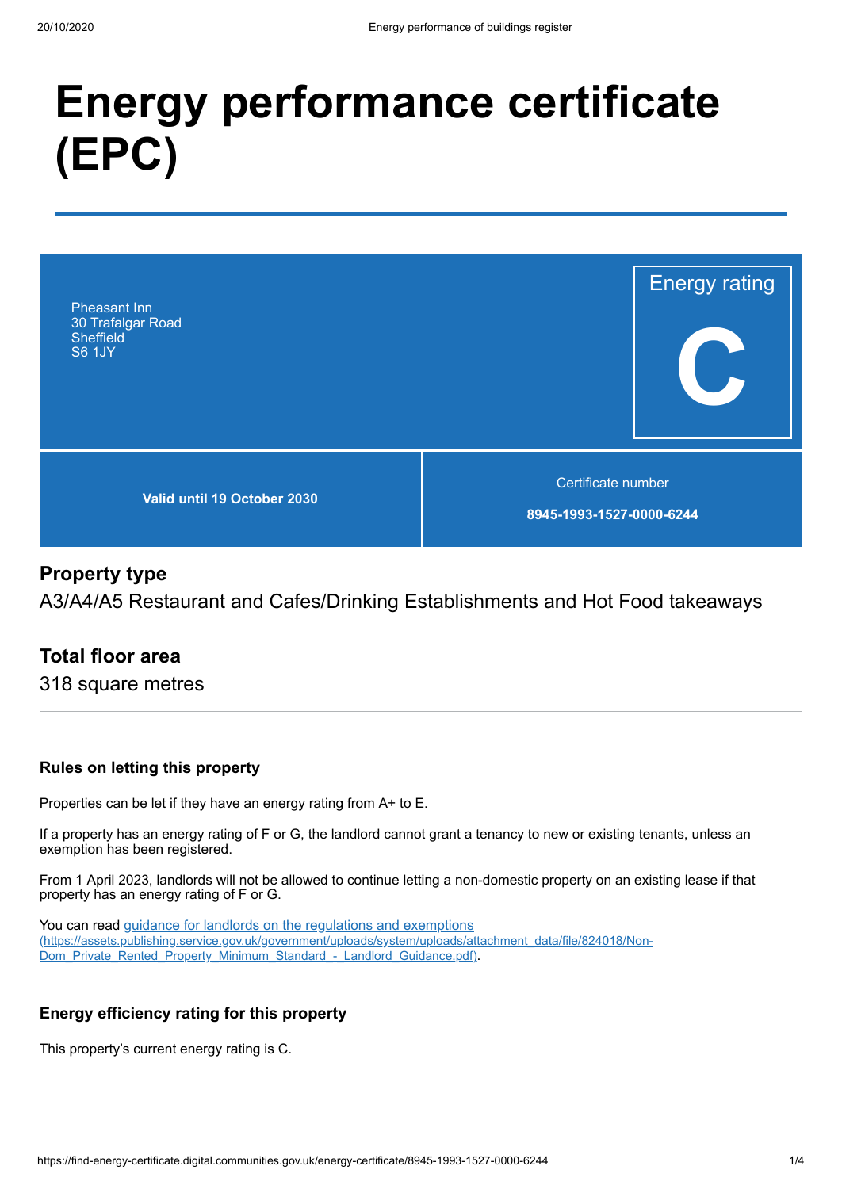# Energy performance certificate (EPC)

Pheasant Inn
30 Trafalgar Road
Sheffield
S6 1JY

Energy rating

**C**

**Valid until 19 October 2030**

Certificate number

**8945-1993-1527-0000-6244**

## Property type

A3/A4/A5 Restaurant and Cafes/Drinking Establishments and Hot Food takeaways

## Total floor area

318 square metres

### Rules on letting this property

Properties can be let if they have an energy rating from A+ to E.

If a property has an energy rating of F or G, the landlord cannot grant a tenancy to new or existing tenants, unless an exemption has been registered.

From 1 April 2023, landlords will not be allowed to continue letting a non-domestic property on an existing lease if that property has an energy rating of F or G.

You can read [guidance for landlords on the regulations and exemptions (https://assets.publishing.service.gov.uk/government/uploads/system/uploads/attachment_data/file/824018/Non-Dom_Private_Rented_Property_Minimum_Standard_-_Landlord_Guidance.pdf)](https://assets.publishing.service.gov.uk/government/uploads/system/uploads/attachment_data/file/824018/Non-Dom_Private_Rented_Property_Minimum_Standard_-_Landlord_Guidance.pdf).

### Energy efficiency rating for this property

This property's current energy rating is C.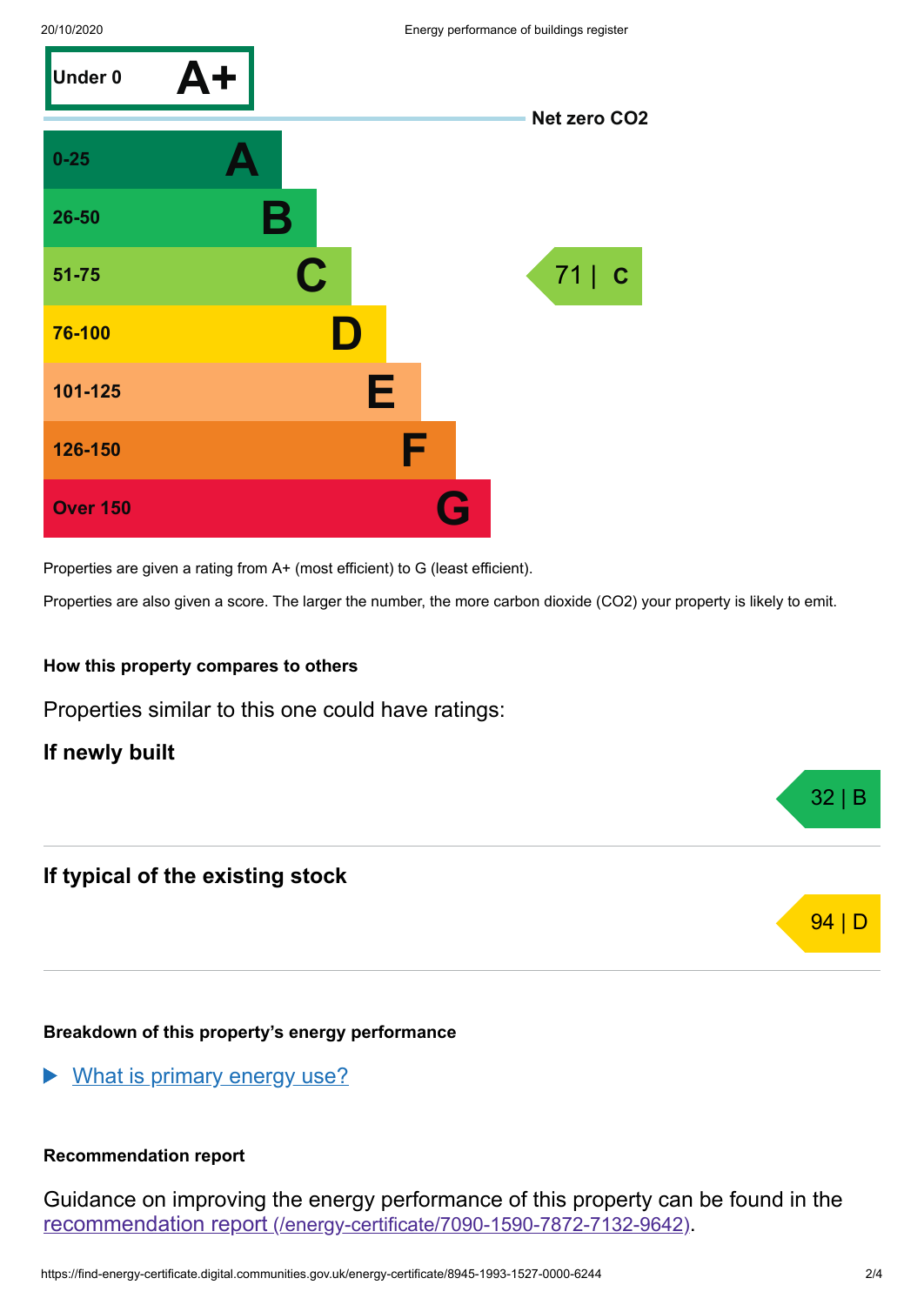| Score | Rating |
| --- | --- |
| Under 0 | A+ |
| 0-25 | A |
| 26-50 | B |
| 51-75 | C |
| 76-100 | D |
| 101-125 | E |
| 126-150 | F |
| Over 150 | G |

Net zero $CO_2$

71 | C

Properties are given a rating from A+ (most efficient) to G (least efficient).

Properties are also given a score. The larger the number, the more carbon dioxide ($CO_2$) your property is likely to emit.

### How this property compares to others

Properties similar to this one could have ratings:

**If newly built**

32 | B

**If typical of the existing stock**

94 | D

### Breakdown of this property's energy performance

▶ [What is primary energy use?]

### Recommendation report

Guidance on improving the energy performance of this property can be found in the [recommendation report (/energy-certificate/7090-1590-7872-7132-9642)].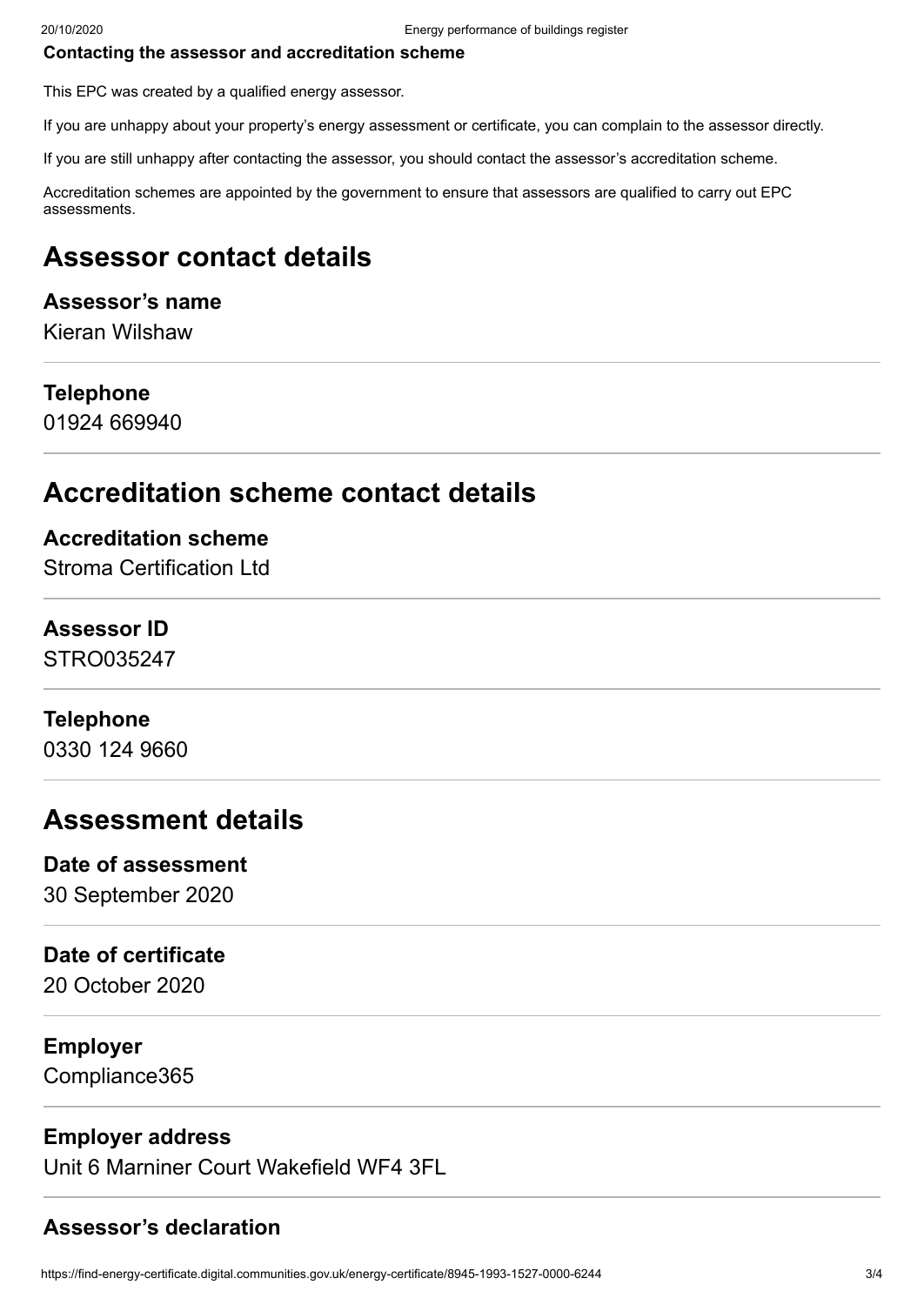**Contacting the assessor and accreditation scheme**

This EPC was created by a qualified energy assessor.

If you are unhappy about your property's energy assessment or certificate, you can complain to the assessor directly.

If you are still unhappy after contacting the assessor, you should contact the assessor's accreditation scheme.

Accreditation schemes are appointed by the government to ensure that assessors are qualified to carry out EPC assessments.

## Assessor contact details

### Assessor's name

Kieran Wilshaw

### Telephone

01924 669940

## Accreditation scheme contact details

### Accreditation scheme

Stroma Certification Ltd

### Assessor ID

STRO035247

### Telephone

0330 124 9660

## Assessment details

### Date of assessment

30 September 2020

### Date of certificate

20 October 2020

### Employer

Compliance365

### Employer address

Unit 6 Marniner Court Wakefield WF4 3FL

### Assessor's declaration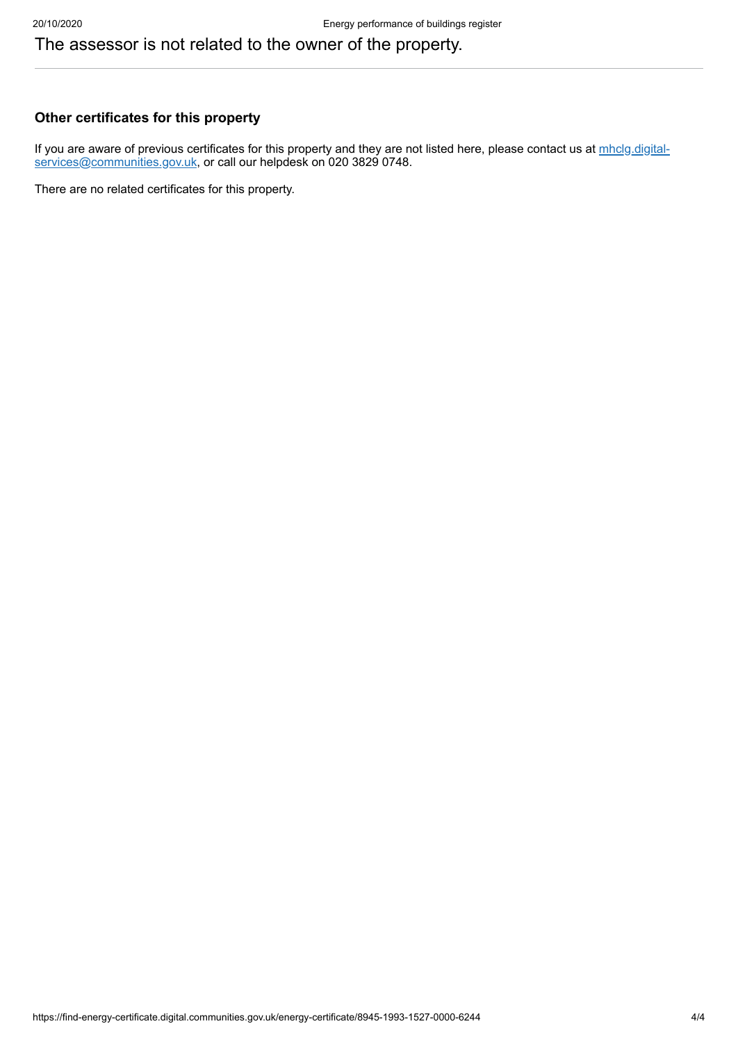The assessor is not related to the owner of the property.

### Other certificates for this property

If you are aware of previous certificates for this property and they are not listed here, please contact us at mhclg.digital-services@communities.gov.uk, or call our helpdesk on 020 3829 0748.

There are no related certificates for this property.